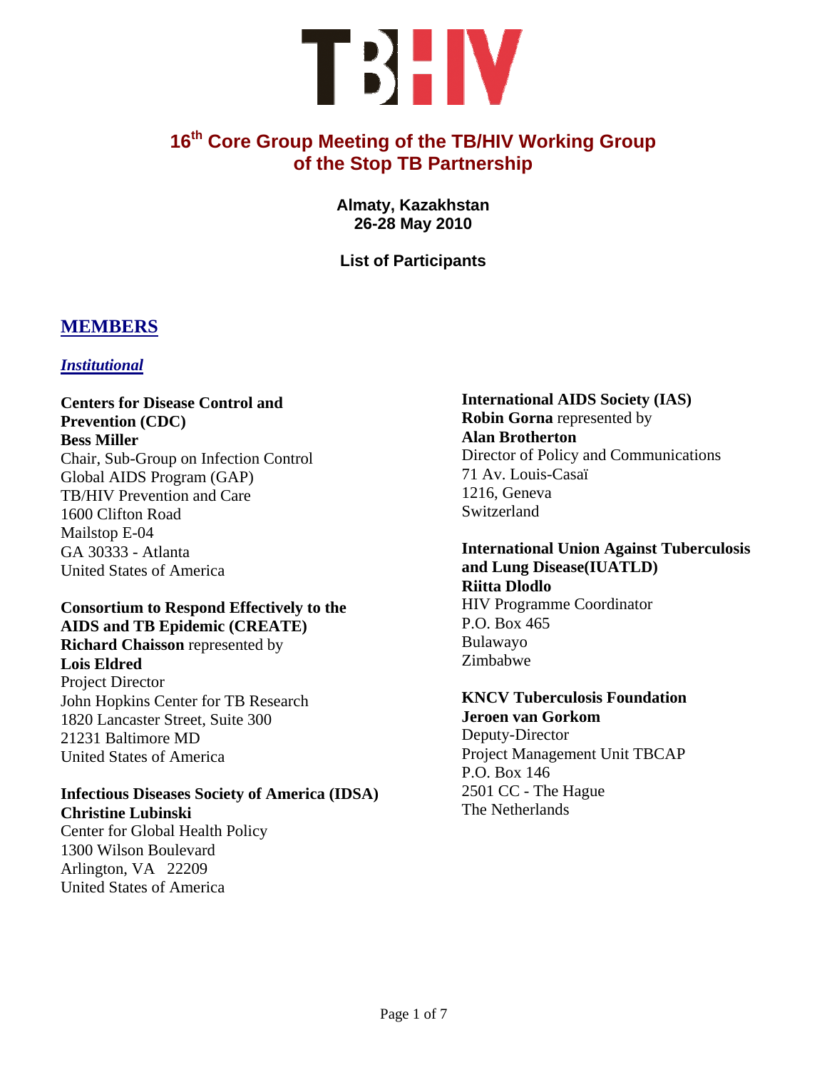# TB HIV

## 16th Core Group Meeting of the TB/HIV Working Group of the Stop TB Partnership

**Almaty, Kazakhstan**
**26-28 May 2010**

**List of Participants**

## MEMBERS

### *Institutional*

**Centers for Disease Control and Prevention (CDC)**
**Bess Miller**
Chair, Sub-Group on Infection Control
Global AIDS Program (GAP)
TB/HIV Prevention and Care
1600 Clifton Road
Mailstop E-04
GA 30333 - Atlanta
United States of America

**Consortium to Respond Effectively to the AIDS and TB Epidemic (CREATE)**
**Richard Chaisson** represented by
**Lois Eldred**
Project Director
John Hopkins Center for TB Research
1820 Lancaster Street, Suite 300
21231 Baltimore MD
United States of America

**Infectious Diseases Society of America (IDSA)**
**Christine Lubinski**
Center for Global Health Policy
1300 Wilson Boulevard
Arlington, VA 22209
United States of America

**International AIDS Society (IAS)**
**Robin Gorna** represented by
**Alan Brotherton**
Director of Policy and Communications
71 Av. Louis-Casaï
1216, Geneva
Switzerland

**International Union Against Tuberculosis and Lung Disease(IUATLD)**
**Riitta Dlodlo**
HIV Programme Coordinator
P.O. Box 465
Bulawayo
Zimbabwe

**KNCV Tuberculosis Foundation**
**Jeroen van Gorkom**
Deputy-Director
Project Management Unit TBCAP
P.O. Box 146
2501 CC - The Hague
The Netherlands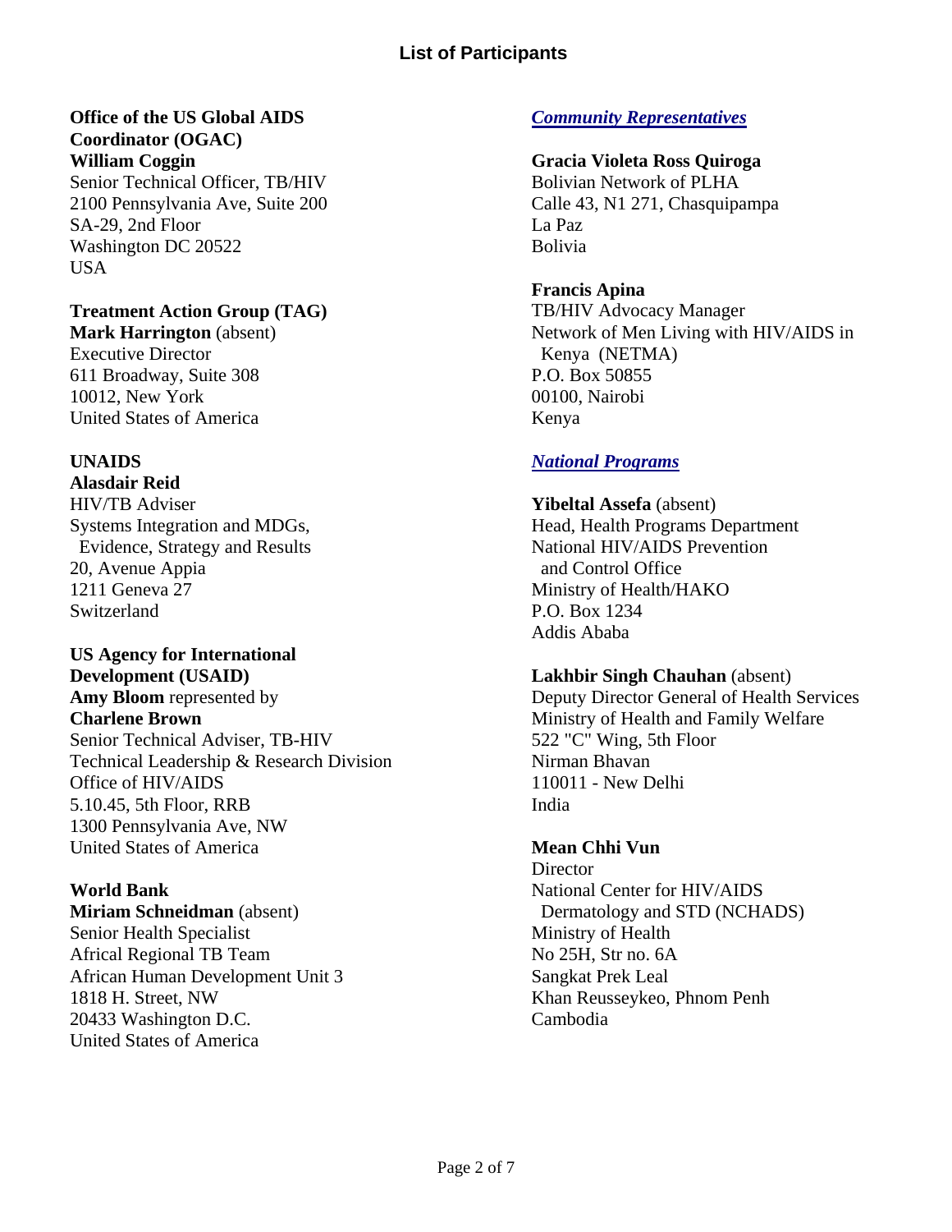## List of Participants

**Office of the US Global AIDS Coordinator (OGAC)**
**William Coggin**
Senior Technical Officer, TB/HIV
2100 Pennsylvania Ave, Suite 200
SA-29, 2nd Floor
Washington DC 20522
USA

**Treatment Action Group (TAG)**
**Mark Harrington** (absent)
Executive Director
611 Broadway, Suite 308
10012, New York
United States of America

**UNAIDS**
**Alasdair Reid**
HIV/TB Adviser
Systems Integration and MDGs,
Evidence, Strategy and Results
20, Avenue Appia
1211 Geneva 27
Switzerland

**US Agency for International Development (USAID)**
**Amy Bloom** represented by
**Charlene Brown**
Senior Technical Adviser, TB-HIV
Technical Leadership & Research Division
Office of HIV/AIDS
5.10.45, 5th Floor, RRB
1300 Pennsylvania Ave, NW
United States of America

**World Bank**
**Miriam Schneidman** (absent)
Senior Health Specialist
Africal Regional TB Team
African Human Development Unit 3
1818 H. Street, NW
20433 Washington D.C.
United States of America

***Community Representatives***

**Gracia Violeta Ross Quiroga**
Bolivian Network of PLHA
Calle 43, N1 271, Chasquipampa
La Paz
Bolivia

**Francis Apina**
TB/HIV Advocacy Manager
Network of Men Living with HIV/AIDS in Kenya (NETMA)
P.O. Box 50855
00100, Nairobi
Kenya

***National Programs***

**Yibeltal Assefa** (absent)
Head, Health Programs Department
National HIV/AIDS Prevention and Control Office
Ministry of Health/HAKO
P.O. Box 1234
Addis Ababa

**Lakhbir Singh Chauhan** (absent)
Deputy Director General of Health Services
Ministry of Health and Family Welfare
522 "C" Wing, 5th Floor
Nirman Bhavan
110011 - New Delhi
India

**Mean Chhi Vun**
Director
National Center for HIV/AIDS Dermatology and STD (NCHADS)
Ministry of Health
No 25H, Str no. 6A
Sangkat Prek Leal
Khan Reusseykeo, Phnom Penh
Cambodia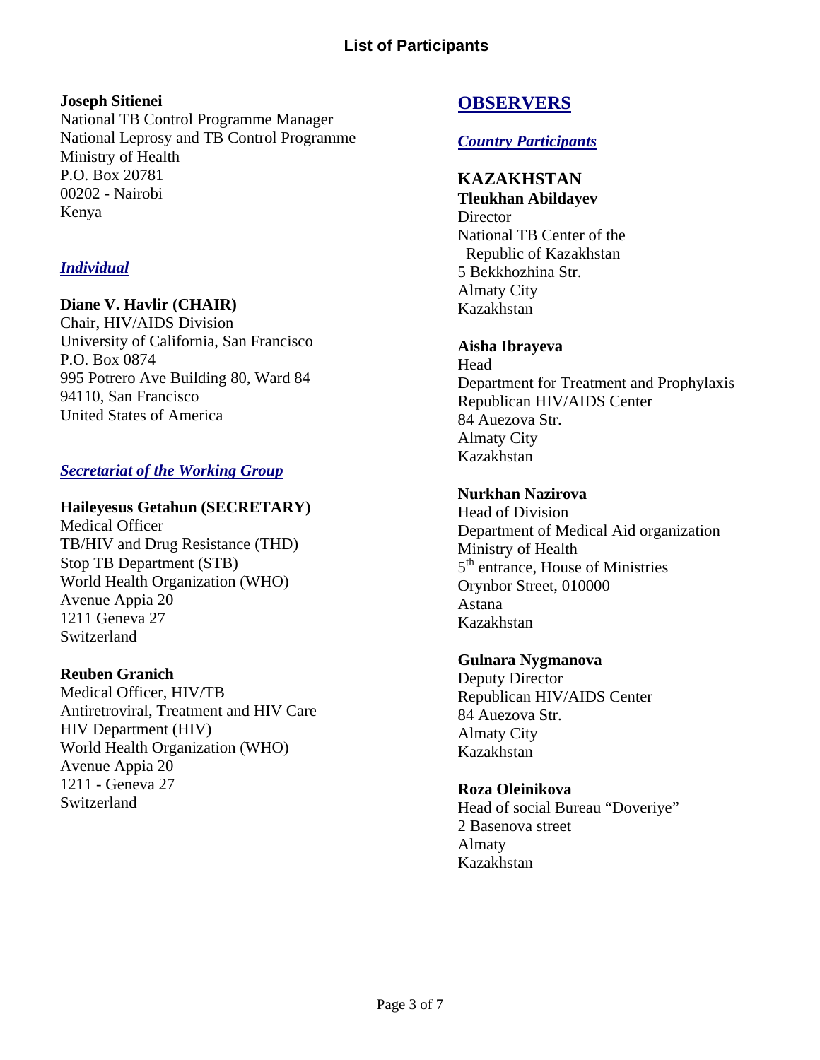**Joseph Sitienei**
National TB Control Programme Manager
National Leprosy and TB Control Programme
Ministry of Health
P.O. Box 20781
00202 - Nairobi
Kenya

### *Individual*

**Diane V. Havlir (CHAIR)**
Chair, HIV/AIDS Division
University of California, San Francisco
P.O. Box 0874
995 Potrero Ave Building 80, Ward 84
94110, San Francisco
United States of America

### *Secretariat of the Working Group*

**Haileyesus Getahun (SECRETARY)**
Medical Officer
TB/HIV and Drug Resistance (THD)
Stop TB Department (STB)
World Health Organization (WHO)
Avenue Appia 20
1211 Geneva 27
Switzerland

**Reuben Granich**
Medical Officer, HIV/TB
Antiretroviral, Treatment and HIV Care
HIV Department (HIV)
World Health Organization (WHO)
Avenue Appia 20
1211 - Geneva 27
Switzerland

## OBSERVERS

### *Country Participants*

### KAZAKHSTAN

**Tleukhan Abildayev**
Director
National TB Center of the
Republic of Kazakhstan
5 Bekkhozhina Str.
Almaty City
Kazakhstan

**Aisha Ibrayeva**
Head
Department for Treatment and Prophylaxis
Republican HIV/AIDS Center
84 Auezova Str.
Almaty City
Kazakhstan

**Nurkhan Nazirova**
Head of Division
Department of Medical Aid organization
Ministry of Health
5th entrance, House of Ministries
Orynbor Street, 010000
Astana
Kazakhstan

**Gulnara Nygmanova**
Deputy Director
Republican HIV/AIDS Center
84 Auezova Str.
Almaty City
Kazakhstan

**Roza Oleinikova**
Head of social Bureau "Doveriye"
2 Basenova street
Almaty
Kazakhstan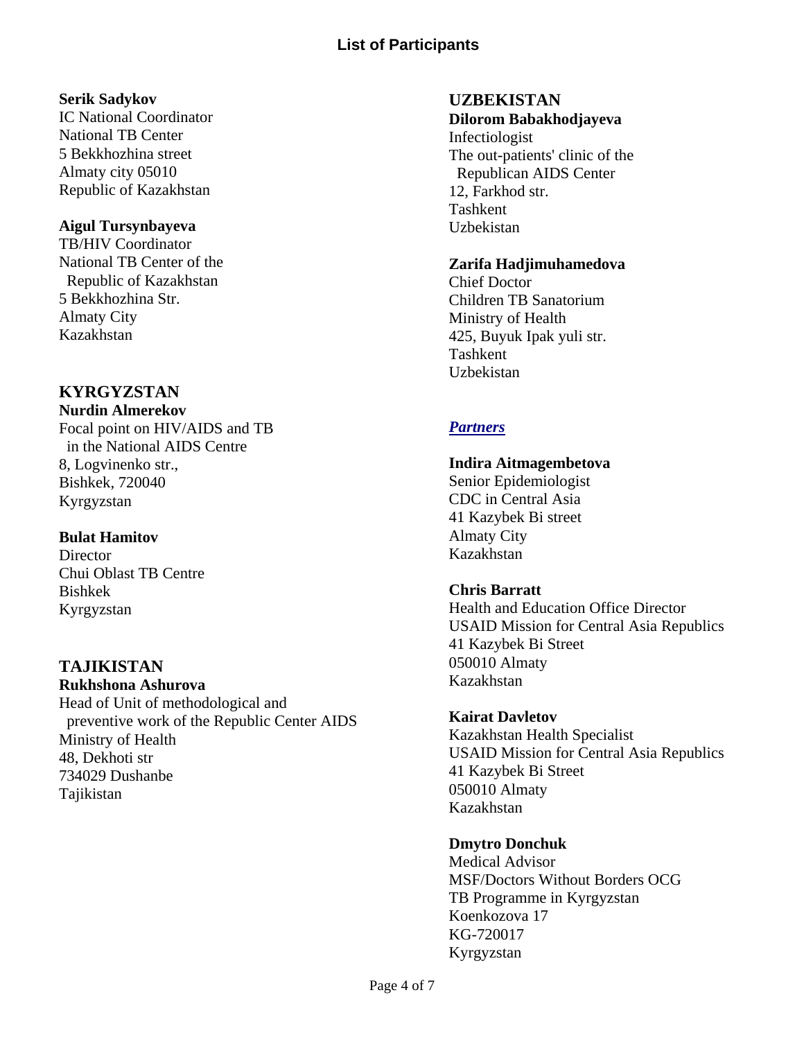## List of Participants

**Serik Sadykov**
IC National Coordinator
National TB Center
5 Bekkhozhina street
Almaty city 05010
Republic of Kazakhstan

**Aigul Tursynbayeva**
TB/HIV Coordinator
National TB Center of the Republic of Kazakhstan
5 Bekkhozhina Str.
Almaty City
Kazakhstan

### KYRGYZSTAN

**Nurdin Almerekov**
Focal point on HIV/AIDS and TB in the National AIDS Centre
8, Logvinenko str.,
Bishkek, 720040
Kyrgyzstan

**Bulat Hamitov**
Director
Chui Oblast TB Centre
Bishkek
Kyrgyzstan

### TAJIKISTAN

**Rukhshona Ashurova**
Head of Unit of methodological and preventive work of the Republic Center AIDS
Ministry of Health
48, Dekhoti str
734029 Dushanbe
Tajikistan

### UZBEKISTAN

**Dilorom Babakhodjayeva**
Infectiologist
The out-patients' clinic of the Republican AIDS Center
12, Farkhod str.
Tashkent
Uzbekistan

**Zarifa Hadjimuhamedova**
Chief Doctor
Children TB Sanatorium
Ministry of Health
425, Buyuk Ipak yuli str.
Tashkent
Uzbekistan

### *Partners*

**Indira Aitmagembetova**
Senior Epidemiologist
CDC in Central Asia
41 Kazybek Bi street
Almaty City
Kazakhstan

**Chris Barratt**
Health and Education Office Director
USAID Mission for Central Asia Republics
41 Kazybek Bi Street
050010 Almaty
Kazakhstan

**Kairat Davletov**
Kazakhstan Health Specialist
USAID Mission for Central Asia Republics
41 Kazybek Bi Street
050010 Almaty
Kazakhstan

**Dmytro Donchuk**
Medical Advisor
MSF/Doctors Without Borders OCG
TB Programme in Kyrgyzstan
Koenkozova 17
KG-720017
Kyrgyzstan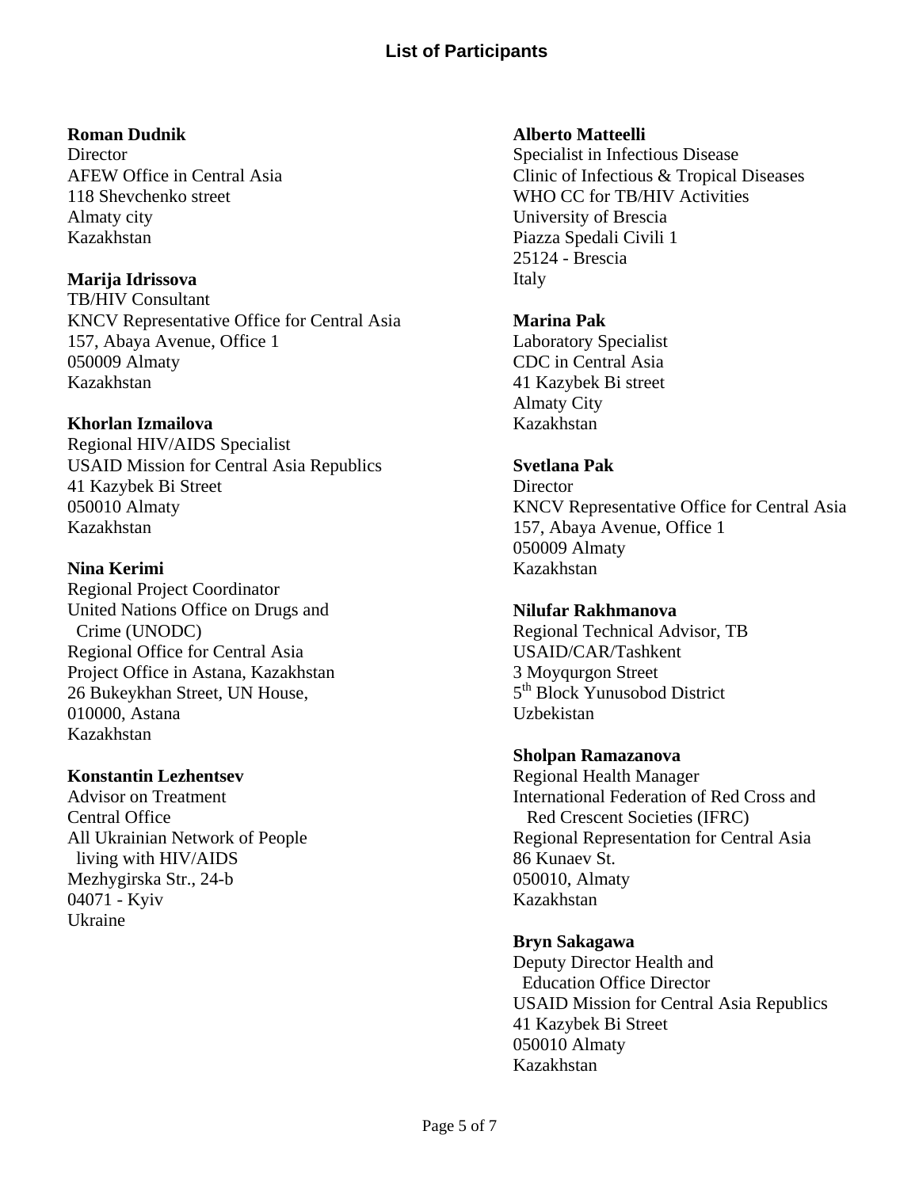## List of Participants

**Roman Dudnik**
Director
AFEW Office in Central Asia
118 Shevchenko street
Almaty city
Kazakhstan

**Marija Idrissova**
TB/HIV Consultant
KNCV Representative Office for Central Asia
157, Abaya Avenue, Office 1
050009 Almaty
Kazakhstan

**Khorlan Izmailova**
Regional HIV/AIDS Specialist
USAID Mission for Central Asia Republics
41 Kazybek Bi Street
050010 Almaty
Kazakhstan

**Nina Kerimi**
Regional Project Coordinator
United Nations Office on Drugs and Crime (UNODC)
Regional Office for Central Asia
Project Office in Astana, Kazakhstan
26 Bukeykhan Street, UN House,
010000, Astana
Kazakhstan

**Konstantin Lezhentsev**
Advisor on Treatment
Central Office
All Ukrainian Network of People living with HIV/AIDS
Mezhygirska Str., 24-b
04071 - Kyiv
Ukraine

**Alberto Matteelli**
Specialist in Infectious Disease
Clinic of Infectious & Tropical Diseases
WHO CC for TB/HIV Activities
University of Brescia
Piazza Spedali Civili 1
25124 - Brescia
Italy

**Marina Pak**
Laboratory Specialist
CDC in Central Asia
41 Kazybek Bi street
Almaty City
Kazakhstan

**Svetlana Pak**
Director
KNCV Representative Office for Central Asia
157, Abaya Avenue, Office 1
050009 Almaty
Kazakhstan

**Nilufar Rakhmanova**
Regional Technical Advisor, TB
USAID/CAR/Tashkent
3 Moyqurgon Street
5th Block Yunusobod District
Uzbekistan

**Sholpan Ramazanova**
Regional Health Manager
International Federation of Red Cross and Red Crescent Societies (IFRC)
Regional Representation for Central Asia
86 Kunaev St.
050010, Almaty
Kazakhstan

**Bryn Sakagawa**
Deputy Director Health and Education Office Director
USAID Mission for Central Asia Republics
41 Kazybek Bi Street
050010 Almaty
Kazakhstan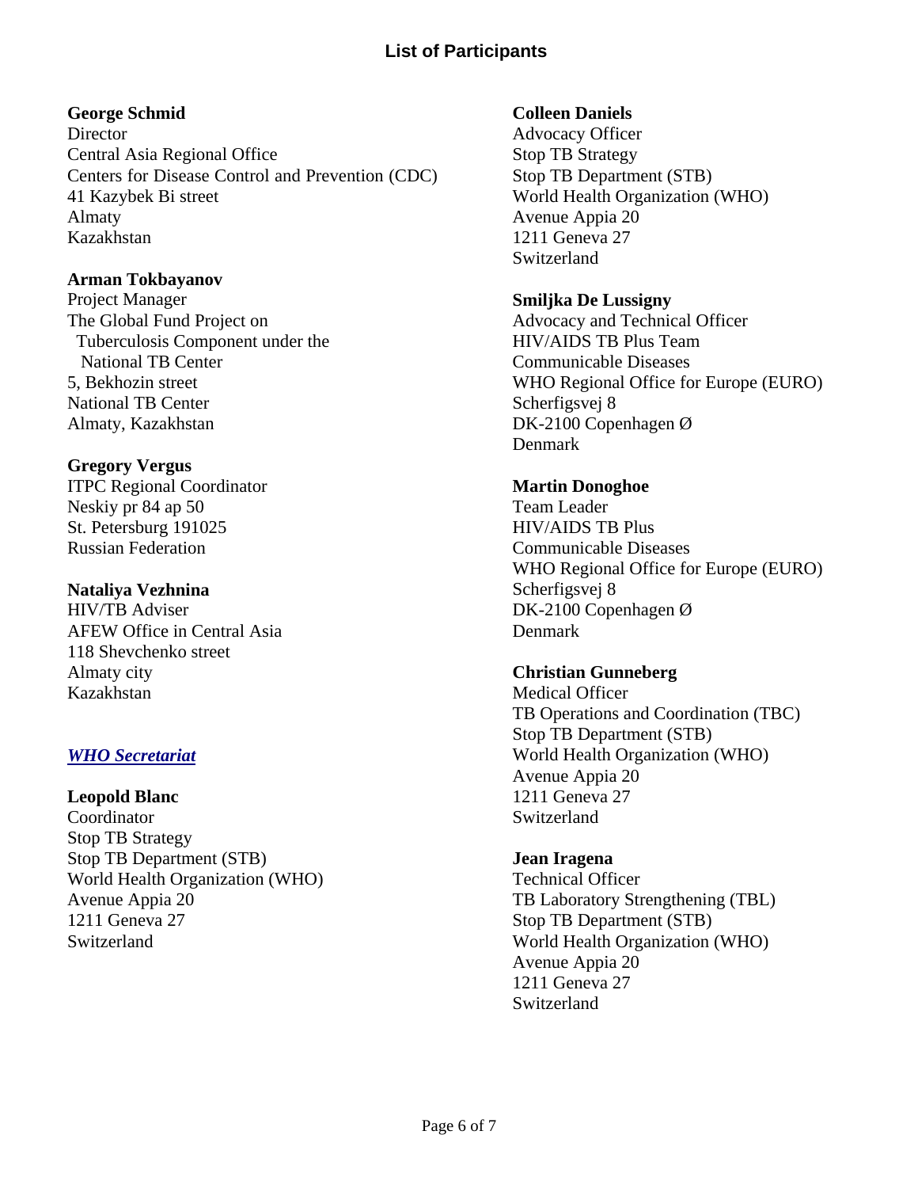## List of Participants

**George Schmid**
Director
Central Asia Regional Office
Centers for Disease Control and Prevention (CDC)
41 Kazybek Bi street
Almaty
Kazakhstan

**Arman Tokbayanov**
Project Manager
The Global Fund Project on Tuberculosis Component under the National TB Center
5, Bekhozin street
National TB Center
Almaty, Kazakhstan

**Gregory Vergus**
ITPC Regional Coordinator
Neskiy pr 84 ap 50
St. Petersburg 191025
Russian Federation

**Nataliya Vezhnina**
HIV/TB Adviser
AFEW Office in Central Asia
118 Shevchenko street
Almaty city
Kazakhstan

***WHO Secretariat***

**Leopold Blanc**
Coordinator
Stop TB Strategy
Stop TB Department (STB)
World Health Organization (WHO)
Avenue Appia 20
1211 Geneva 27
Switzerland

**Colleen Daniels**
Advocacy Officer
Stop TB Strategy
Stop TB Department (STB)
World Health Organization (WHO)
Avenue Appia 20
1211 Geneva 27
Switzerland

**Smiljka De Lussigny**
Advocacy and Technical Officer
HIV/AIDS TB Plus Team
Communicable Diseases
WHO Regional Office for Europe (EURO)
Scherfigsvej 8
DK-2100 Copenhagen Ø
Denmark

**Martin Donoghoe**
Team Leader
HIV/AIDS TB Plus
Communicable Diseases
WHO Regional Office for Europe (EURO)
Scherfigsvej 8
DK-2100 Copenhagen Ø
Denmark

**Christian Gunneberg**
Medical Officer
TB Operations and Coordination (TBC)
Stop TB Department (STB)
World Health Organization (WHO)
Avenue Appia 20
1211 Geneva 27
Switzerland

**Jean Iragena**
Technical Officer
TB Laboratory Strengthening (TBL)
Stop TB Department (STB)
World Health Organization (WHO)
Avenue Appia 20
1211 Geneva 27
Switzerland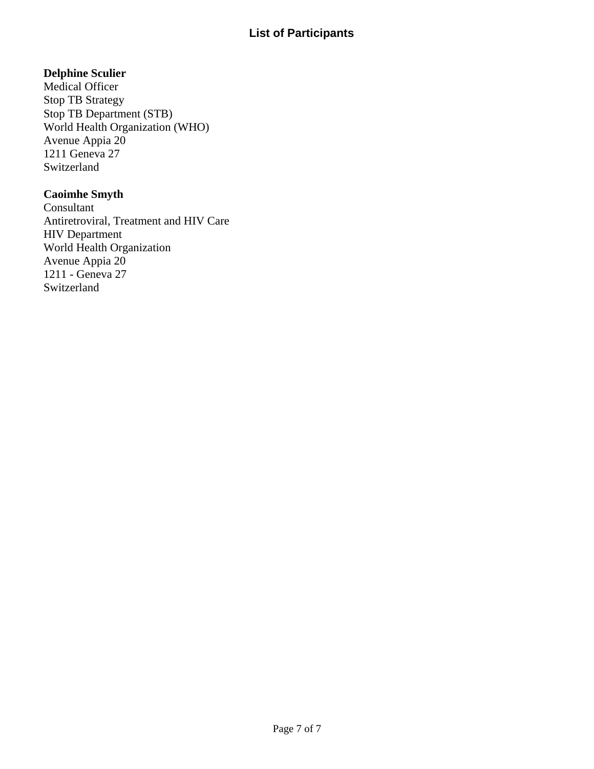## List of Participants

**Delphine Sculier**
Medical Officer
Stop TB Strategy
Stop TB Department (STB)
World Health Organization (WHO)
Avenue Appia 20
1211 Geneva 27
Switzerland

**Caoimhe Smyth**
Consultant
Antiretroviral, Treatment and HIV Care
HIV Department
World Health Organization
Avenue Appia 20
1211 - Geneva 27
Switzerland